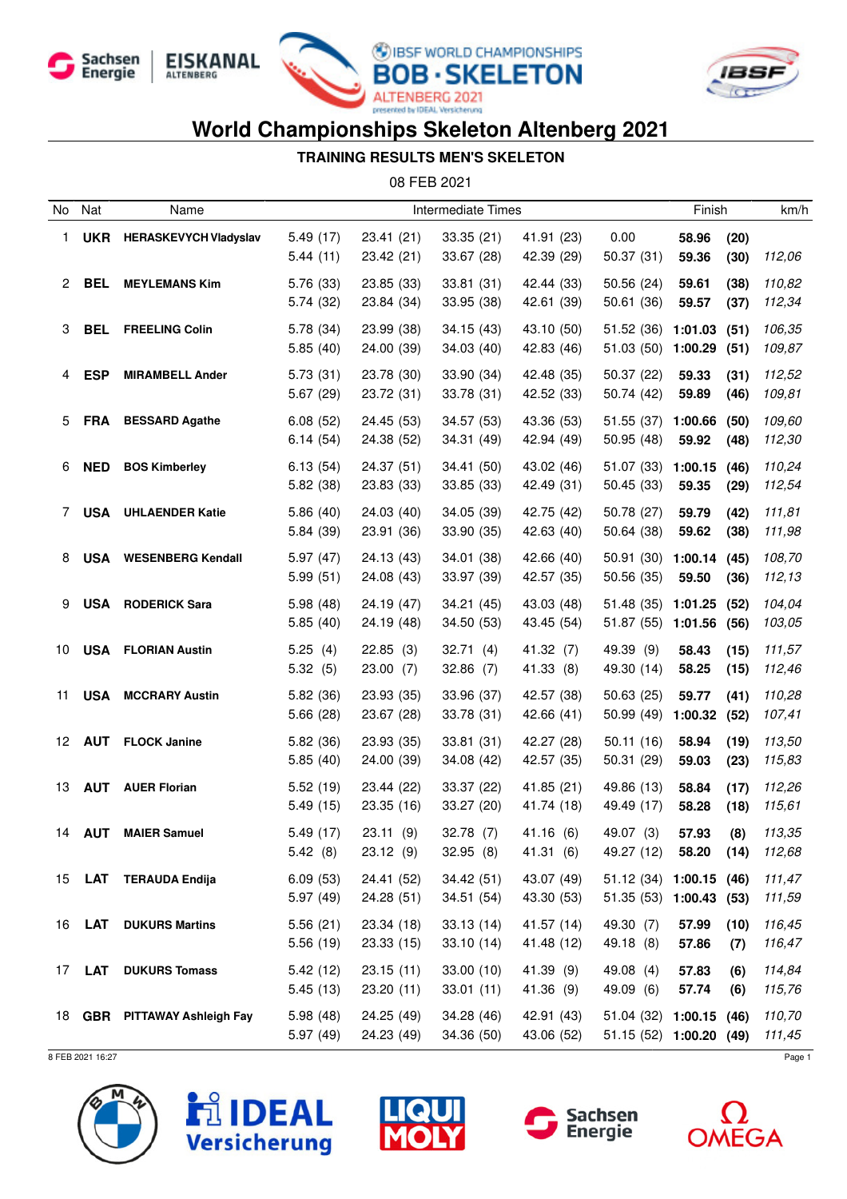# World Championships Skeleton Altenberg 2021

## TRAINING RESULTS MEN'S SKELETON

08 FEB 2021

| No | Nat | Name | Intermediate Times | | | | | Finish | | km/h |
|---|---|---|---|---|---|---|---|---|---|---|
| 1 | **UKR** | **HERASKEVYCH Vladyslav** | 5.49 (17) | 23.41 (21) | 33.35 (21) | 41.91 (23) | 0.00 | **58.96** | **(20)** | |
| | | | 5.44 (11) | 23.42 (21) | 33.67 (28) | 42.39 (29) | 50.37 (31) | **59.36** | **(30)** | *112,06* |
| 2 | **BEL** | **MEYLEMANS Kim** | 5.76 (33) | 23.85 (33) | 33.81 (31) | 42.44 (33) | 50.56 (24) | **59.61** | **(38)** | *110,82* |
| | | | 5.74 (32) | 23.84 (34) | 33.95 (38) | 42.61 (39) | 50.61 (36) | **59.57** | **(37)** | *112,34* |
| 3 | **BEL** | **FREELING Colin** | 5.78 (34) | 23.99 (38) | 34.15 (43) | 43.10 (50) | 51.52 (36) | **1:01.03** | **(51)** | *106,35* |
| | | | 5.85 (40) | 24.00 (39) | 34.03 (40) | 42.83 (46) | 51.03 (50) | **1:00.29** | **(51)** | *109,87* |
| 4 | **ESP** | **MIRAMBELL Ander** | 5.73 (31) | 23.78 (30) | 33.90 (34) | 42.48 (35) | 50.37 (22) | **59.33** | **(31)** | *112,52* |
| | | | 5.67 (29) | 23.72 (31) | 33.78 (31) | 42.52 (33) | 50.74 (42) | **59.89** | **(46)** | *109,81* |
| 5 | **FRA** | **BESSARD Agathe** | 6.08 (52) | 24.45 (53) | 34.57 (53) | 43.36 (53) | 51.55 (37) | **1:00.66** | **(50)** | *109,60* |
| | | | 6.14 (54) | 24.38 (52) | 34.31 (49) | 42.94 (49) | 50.95 (48) | **59.92** | **(48)** | *112,30* |
| 6 | **NED** | **BOS Kimberley** | 6.13 (54) | 24.37 (51) | 34.41 (50) | 43.02 (46) | 51.07 (33) | **1:00.15** | **(46)** | *110,24* |
| | | | 5.82 (38) | 23.83 (33) | 33.85 (33) | 42.49 (31) | 50.45 (33) | **59.35** | **(29)** | *112,54* |
| 7 | **USA** | **UHLAENDER Katie** | 5.86 (40) | 24.03 (40) | 34.05 (39) | 42.75 (42) | 50.78 (27) | **59.79** | **(42)** | *111,81* |
| | | | 5.84 (39) | 23.91 (36) | 33.90 (35) | 42.63 (40) | 50.64 (38) | **59.62** | **(38)** | *111,98* |
| 8 | **USA** | **WESENBERG Kendall** | 5.97 (47) | 24.13 (43) | 34.01 (38) | 42.66 (40) | 50.91 (30) | **1:00.14** | **(45)** | *108,70* |
| | | | 5.99 (51) | 24.08 (43) | 33.97 (39) | 42.57 (35) | 50.56 (35) | **59.50** | **(36)** | *112,13* |
| 9 | **USA** | **RODERICK Sara** | 5.98 (48) | 24.19 (47) | 34.21 (45) | 43.03 (48) | 51.48 (35) | **1:01.25** | **(52)** | *104,04* |
| | | | 5.85 (40) | 24.19 (48) | 34.50 (53) | 43.45 (54) | 51.87 (55) | **1:01.56** | **(56)** | *103,05* |
| 10 | **USA** | **FLORIAN Austin** | 5.25 (4) | 22.85 (3) | 32.71 (4) | 41.32 (7) | 49.39 (9) | **58.43** | **(15)** | *111,57* |
| | | | 5.32 (5) | 23.00 (7) | 32.86 (7) | 41.33 (8) | 49.30 (14) | **58.25** | **(15)** | *112,46* |
| 11 | **USA** | **MCCRARY Austin** | 5.82 (36) | 23.93 (35) | 33.96 (37) | 42.57 (38) | 50.63 (25) | **59.77** | **(41)** | *110,28* |
| | | | 5.66 (28) | 23.67 (28) | 33.78 (31) | 42.66 (41) | 50.99 (49) | **1:00.32** | **(52)** | *107,41* |
| 12 | **AUT** | **FLOCK Janine** | 5.82 (36) | 23.93 (35) | 33.81 (31) | 42.27 (28) | 50.11 (16) | **58.94** | **(19)** | *113,50* |
| | | | 5.85 (40) | 24.00 (39) | 34.08 (42) | 42.57 (35) | 50.31 (29) | **59.03** | **(23)** | *115,83* |
| 13 | **AUT** | **AUER Florian** | 5.52 (19) | 23.44 (22) | 33.37 (22) | 41.85 (21) | 49.86 (13) | **58.84** | **(17)** | *112,26* |
| | | | 5.49 (15) | 23.35 (16) | 33.27 (20) | 41.74 (18) | 49.49 (17) | **58.28** | **(18)** | *115,61* |
| 14 | **AUT** | **MAIER Samuel** | 5.49 (17) | 23.11 (9) | 32.78 (7) | 41.16 (6) | 49.07 (3) | **57.93** | **(8)** | *113,35* |
| | | | 5.42 (8) | 23.12 (9) | 32.95 (8) | 41.31 (6) | 49.27 (12) | **58.20** | **(14)** | *112,68* |
| 15 | **LAT** | **TERAUDA Endija** | 6.09 (53) | 24.41 (52) | 34.42 (51) | 43.07 (49) | 51.12 (34) | **1:00.15** | **(46)** | *111,47* |
| | | | 5.97 (49) | 24.28 (51) | 34.51 (54) | 43.30 (53) | 51.35 (53) | **1:00.43** | **(53)** | *111,59* |
| 16 | **LAT** | **DUKURS Martins** | 5.56 (21) | 23.34 (18) | 33.13 (14) | 41.57 (14) | 49.30 (7) | **57.99** | **(10)** | *116,45* |
| | | | 5.56 (19) | 23.33 (15) | 33.10 (14) | 41.48 (12) | 49.18 (8) | **57.86** | **(7)** | *116,47* |
| 17 | **LAT** | **DUKURS Tomass** | 5.42 (12) | 23.15 (11) | 33.00 (10) | 41.39 (9) | 49.08 (4) | **57.83** | **(6)** | *114,84* |
| | | | 5.45 (13) | 23.20 (11) | 33.01 (11) | 41.36 (9) | 49.09 (6) | **57.74** | **(6)** | *115,76* |
| 18 | **GBR** | **PITTAWAY Ashleigh Fay** | 5.98 (48) | 24.25 (49) | 34.28 (46) | 42.91 (43) | 51.04 (32) | **1:00.15** | **(46)** | *110,70* |
| | | | 5.97 (49) | 24.23 (49) | 34.36 (50) | 43.06 (52) | 51.15 (52) | **1:00.20** | **(49)** | *111,45* |

8 FEB 2021 16:27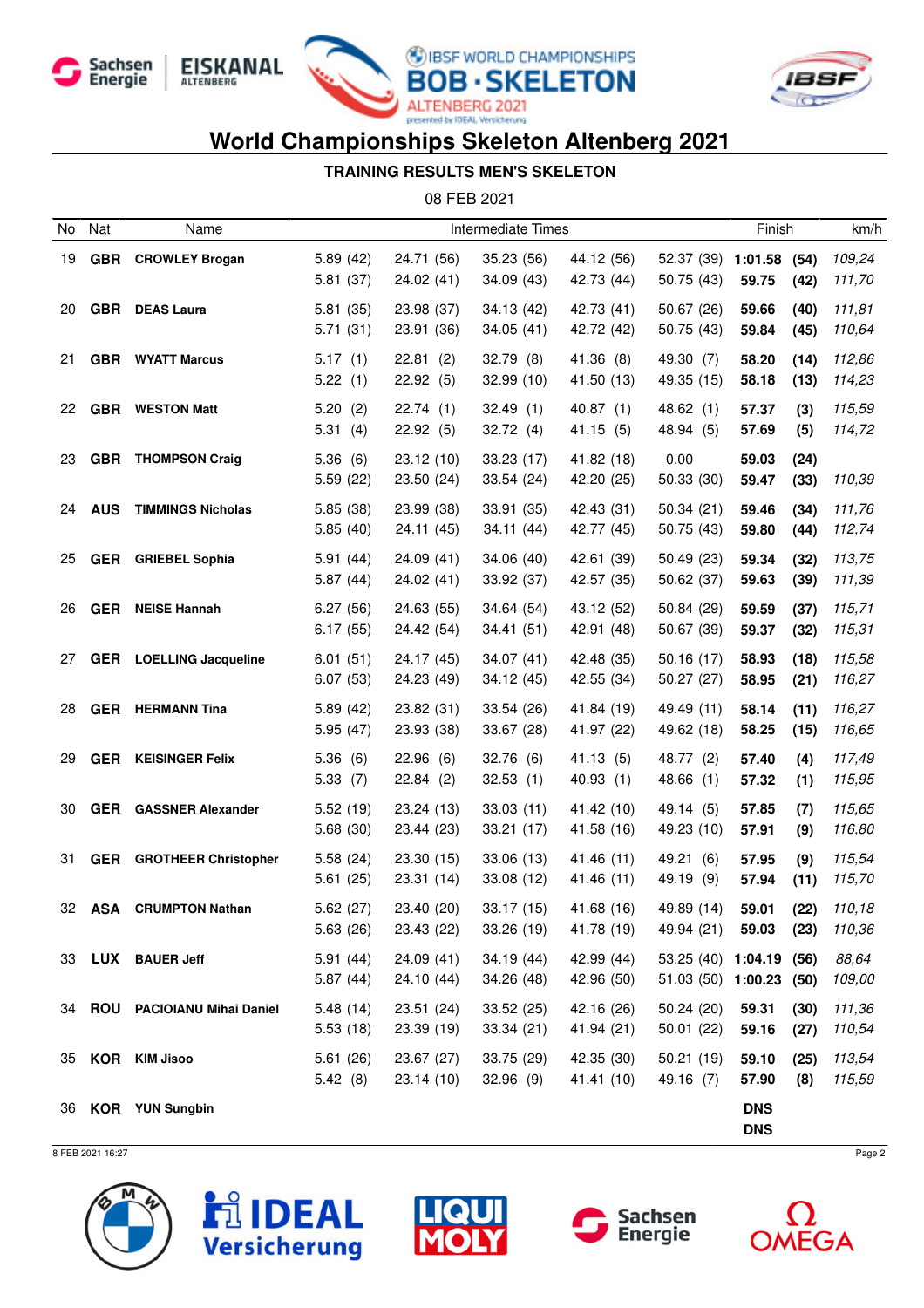# World Championships Skeleton Altenberg 2021

## TRAINING RESULTS MEN'S SKELETON

08 FEB 2021

| No | Nat | Name | Intermediate Times | | | | | Finish | | km/h |
|---|---|---|---|---|---|---|---|---|---|---|
| 19 | GBR | **CROWLEY Brogan** | 5.89 (42) | 24.71 (56) | 35.23 (56) | 44.12 (56) | 52.37 (39) | **1:01.58** | **(54)** | *109,24* |
| | | | 5.81 (37) | 24.02 (41) | 34.09 (43) | 42.73 (44) | 50.75 (43) | **59.75** | **(42)** | *111,70* |
| 20 | GBR | **DEAS Laura** | 5.81 (35) | 23.98 (37) | 34.13 (42) | 42.73 (41) | 50.67 (26) | **59.66** | **(40)** | *111,81* |
| | | | 5.71 (31) | 23.91 (36) | 34.05 (41) | 42.72 (42) | 50.75 (43) | **59.84** | **(45)** | *110,64* |
| 21 | GBR | **WYATT Marcus** | 5.17 (1) | 22.81 (2) | 32.79 (8) | 41.36 (8) | 49.30 (7) | **58.20** | **(14)** | *112,86* |
| | | | 5.22 (1) | 22.92 (5) | 32.99 (10) | 41.50 (13) | 49.35 (15) | **58.18** | **(13)** | *114,23* |
| 22 | GBR | **WESTON Matt** | 5.20 (2) | 22.74 (1) | 32.49 (1) | 40.87 (1) | 48.62 (1) | **57.37** | **(3)** | *115,59* |
| | | | 5.31 (4) | 22.92 (5) | 32.72 (4) | 41.15 (5) | 48.94 (5) | **57.69** | **(5)** | *114,72* |
| 23 | GBR | **THOMPSON Craig** | 5.36 (6) | 23.12 (10) | 33.23 (17) | 41.82 (18) | 0.00 | **59.03** | **(24)** | |
| | | | 5.59 (22) | 23.50 (24) | 33.54 (24) | 42.20 (25) | 50.33 (30) | **59.47** | **(33)** | *110,39* |
| 24 | AUS | **TIMMINGS Nicholas** | 5.85 (38) | 23.99 (38) | 33.91 (35) | 42.43 (31) | 50.34 (21) | **59.46** | **(34)** | *111,76* |
| | | | 5.85 (40) | 24.11 (45) | 34.11 (44) | 42.77 (45) | 50.75 (43) | **59.80** | **(44)** | *112,74* |
| 25 | GER | **GRIEBEL Sophia** | 5.91 (44) | 24.09 (41) | 34.06 (40) | 42.61 (39) | 50.49 (23) | **59.34** | **(32)** | *113,75* |
| | | | 5.87 (44) | 24.02 (41) | 33.92 (37) | 42.57 (35) | 50.62 (37) | **59.63** | **(39)** | *111,39* |
| 26 | GER | **NEISE Hannah** | 6.27 (56) | 24.63 (55) | 34.64 (54) | 43.12 (52) | 50.84 (29) | **59.59** | **(37)** | *115,71* |
| | | | 6.17 (55) | 24.42 (54) | 34.41 (51) | 42.91 (48) | 50.67 (39) | **59.37** | **(32)** | *115,31* |
| 27 | GER | **LOELLING Jacqueline** | 6.01 (51) | 24.17 (45) | 34.07 (41) | 42.48 (35) | 50.16 (17) | **58.93** | **(18)** | *115,58* |
| | | | 6.07 (53) | 24.23 (49) | 34.12 (45) | 42.55 (34) | 50.27 (27) | **58.95** | **(21)** | *116,27* |
| 28 | GER | **HERMANN Tina** | 5.89 (42) | 23.82 (31) | 33.54 (26) | 41.84 (19) | 49.49 (11) | **58.14** | **(11)** | *116,27* |
| | | | 5.95 (47) | 23.93 (38) | 33.67 (28) | 41.97 (22) | 49.62 (18) | **58.25** | **(15)** | *116,65* |
| 29 | GER | **KEISINGER Felix** | 5.36 (6) | 22.96 (6) | 32.76 (6) | 41.13 (5) | 48.77 (2) | **57.40** | **(4)** | *117,49* |
| | | | 5.33 (7) | 22.84 (2) | 32.53 (1) | 40.93 (1) | 48.66 (1) | **57.32** | **(1)** | *115,95* |
| 30 | GER | **GASSNER Alexander** | 5.52 (19) | 23.24 (13) | 33.03 (11) | 41.42 (10) | 49.14 (5) | **57.85** | **(7)** | *115,65* |
| | | | 5.68 (30) | 23.44 (23) | 33.21 (17) | 41.58 (16) | 49.23 (10) | **57.91** | **(9)** | *116,80* |
| 31 | GER | **GROTHEER Christopher** | 5.58 (24) | 23.30 (15) | 33.06 (13) | 41.46 (11) | 49.21 (6) | **57.95** | **(9)** | *115,54* |
| | | | 5.61 (25) | 23.31 (14) | 33.08 (12) | 41.46 (11) | 49.19 (9) | **57.94** | **(11)** | *115,70* |
| 32 | ASA | **CRUMPTON Nathan** | 5.62 (27) | 23.40 (20) | 33.17 (15) | 41.68 (16) | 49.89 (14) | **59.01** | **(22)** | *110,18* |
| | | | 5.63 (26) | 23.43 (22) | 33.26 (19) | 41.78 (19) | 49.94 (21) | **59.03** | **(23)** | *110,36* |
| 33 | LUX | **BAUER Jeff** | 5.91 (44) | 24.09 (41) | 34.19 (44) | 42.99 (44) | 53.25 (40) | **1:04.19** | **(56)** | *88,64* |
| | | | 5.87 (44) | 24.10 (44) | 34.26 (48) | 42.96 (50) | 51.03 (50) | **1:00.23** | **(50)** | *109,00* |
| 34 | ROU | **PACIOIANU Mihai Daniel** | 5.48 (14) | 23.51 (24) | 33.52 (25) | 42.16 (26) | 50.24 (20) | **59.31** | **(30)** | *111,36* |
| | | | 5.53 (18) | 23.39 (19) | 33.34 (21) | 41.94 (21) | 50.01 (22) | **59.16** | **(27)** | *110,54* |
| 35 | KOR | **KIM Jisoo** | 5.61 (26) | 23.67 (27) | 33.75 (29) | 42.35 (30) | 50.21 (19) | **59.10** | **(25)** | *113,54* |
| | | | 5.42 (8) | 23.14 (10) | 32.96 (9) | 41.41 (10) | 49.16 (7) | **57.90** | **(8)** | *115,59* |
| 36 | KOR | **YUN Sungbin** | | | | | | **DNS** | | |
| | | | | | | | | **DNS** | | |

8 FEB 2021 16:27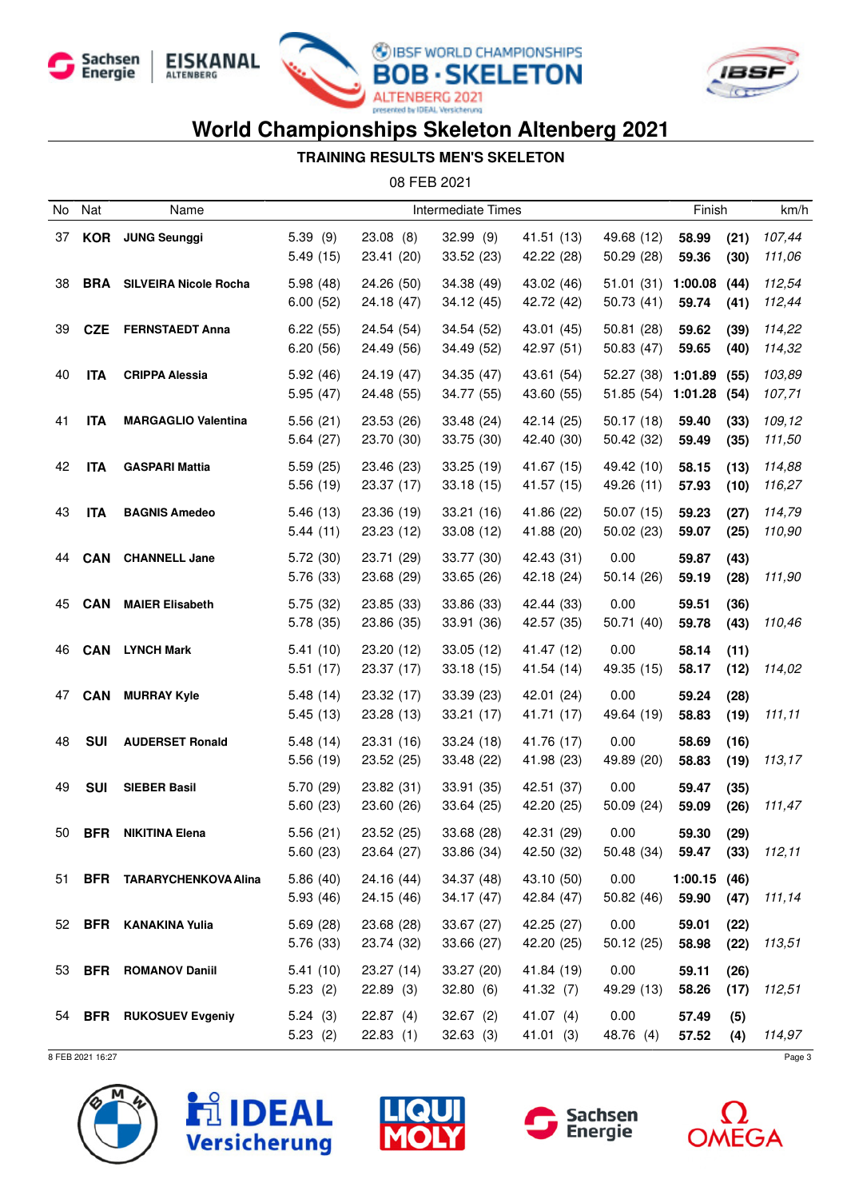# World Championships Skeleton Altenberg 2021

## TRAINING RESULTS MEN'S SKELETON

08 FEB 2021

| No | Nat | Name | Intermediate Times | | | | | Finish | | km/h |
|---|---|---|---|---|---|---|---|---|---|---|
| 37 | **KOR** | **JUNG Seunggi** | 5.39 (9) | 23.08 (8) | 32.99 (9) | 41.51 (13) | 49.68 (12) | **58.99** | **(21)** | *107,44* |
| | | | 5.49 (15) | 23.41 (20) | 33.52 (23) | 42.22 (28) | 50.29 (28) | **59.36** | **(30)** | *111,06* |
| 38 | **BRA** | **SILVEIRA Nicole Rocha** | 5.98 (48) | 24.26 (50) | 34.38 (49) | 43.02 (46) | 51.01 (31) | **1:00.08** | **(44)** | *112,54* |
| | | | 6.00 (52) | 24.18 (47) | 34.12 (45) | 42.72 (42) | 50.73 (41) | **59.74** | **(41)** | *112,44* |
| 39 | **CZE** | **FERNSTAEDT Anna** | 6.22 (55) | 24.54 (54) | 34.54 (52) | 43.01 (45) | 50.81 (28) | **59.62** | **(39)** | *114,22* |
| | | | 6.20 (56) | 24.49 (56) | 34.49 (52) | 42.97 (51) | 50.83 (47) | **59.65** | **(40)** | *114,32* |
| 40 | **ITA** | **CRIPPA Alessia** | 5.92 (46) | 24.19 (47) | 34.35 (47) | 43.61 (54) | 52.27 (38) | **1:01.89** | **(55)** | *103,89* |
| | | | 5.95 (47) | 24.48 (55) | 34.77 (55) | 43.60 (55) | 51.85 (54) | **1:01.28** | **(54)** | *107,71* |
| 41 | **ITA** | **MARGAGLIO Valentina** | 5.56 (21) | 23.53 (26) | 33.48 (24) | 42.14 (25) | 50.17 (18) | **59.40** | **(33)** | *109,12* |
| | | | 5.64 (27) | 23.70 (30) | 33.75 (30) | 42.40 (30) | 50.42 (32) | **59.49** | **(35)** | *111,50* |
| 42 | **ITA** | **GASPARI Mattia** | 5.59 (25) | 23.46 (23) | 33.25 (19) | 41.67 (15) | 49.42 (10) | **58.15** | **(13)** | *114,88* |
| | | | 5.56 (19) | 23.37 (17) | 33.18 (15) | 41.57 (15) | 49.26 (11) | **57.93** | **(10)** | *116,27* |
| 43 | **ITA** | **BAGNIS Amedeo** | 5.46 (13) | 23.36 (19) | 33.21 (16) | 41.86 (22) | 50.07 (15) | **59.23** | **(27)** | *114,79* |
| | | | 5.44 (11) | 23.23 (12) | 33.08 (12) | 41.88 (20) | 50.02 (23) | **59.07** | **(25)** | *110,90* |
| 44 | **CAN** | **CHANNELL Jane** | 5.72 (30) | 23.71 (29) | 33.77 (30) | 42.43 (31) | 0.00 | **59.87** | **(43)** | |
| | | | 5.76 (33) | 23.68 (29) | 33.65 (26) | 42.18 (24) | 50.14 (26) | **59.19** | **(28)** | *111,90* |
| 45 | **CAN** | **MAIER Elisabeth** | 5.75 (32) | 23.85 (33) | 33.86 (33) | 42.44 (33) | 0.00 | **59.51** | **(36)** | |
| | | | 5.78 (35) | 23.86 (35) | 33.91 (36) | 42.57 (35) | 50.71 (40) | **59.78** | **(43)** | *110,46* |
| 46 | **CAN** | **LYNCH Mark** | 5.41 (10) | 23.20 (12) | 33.05 (12) | 41.47 (12) | 0.00 | **58.14** | **(11)** | |
| | | | 5.51 (17) | 23.37 (17) | 33.18 (15) | 41.54 (14) | 49.35 (15) | **58.17** | **(12)** | *114,02* |
| 47 | **CAN** | **MURRAY Kyle** | 5.48 (14) | 23.32 (17) | 33.39 (23) | 42.01 (24) | 0.00 | **59.24** | **(28)** | |
| | | | 5.45 (13) | 23.28 (13) | 33.21 (17) | 41.71 (17) | 49.64 (19) | **58.83** | **(19)** | *111,11* |
| 48 | **SUI** | **AUDERSET Ronald** | 5.48 (14) | 23.31 (16) | 33.24 (18) | 41.76 (17) | 0.00 | **58.69** | **(16)** | |
| | | | 5.56 (19) | 23.52 (25) | 33.48 (22) | 41.98 (23) | 49.89 (20) | **58.83** | **(19)** | *113,17* |
| 49 | **SUI** | **SIEBER Basil** | 5.70 (29) | 23.82 (31) | 33.91 (35) | 42.51 (37) | 0.00 | **59.47** | **(35)** | |
| | | | 5.60 (23) | 23.60 (26) | 33.64 (25) | 42.20 (25) | 50.09 (24) | **59.09** | **(26)** | *111,47* |
| 50 | **BFR** | **NIKITINA Elena** | 5.56 (21) | 23.52 (25) | 33.68 (28) | 42.31 (29) | 0.00 | **59.30** | **(29)** | |
| | | | 5.60 (23) | 23.64 (27) | 33.86 (34) | 42.50 (32) | 50.48 (34) | **59.47** | **(33)** | *112,11* |
| 51 | **BFR** | **TARARYCHENKOVA Alina** | 5.86 (40) | 24.16 (44) | 34.37 (48) | 43.10 (50) | 0.00 | **1:00.15** | **(46)** | |
| | | | 5.93 (46) | 24.15 (46) | 34.17 (47) | 42.84 (47) | 50.82 (46) | **59.90** | **(47)** | *111,14* |
| 52 | **BFR** | **KANAKINA Yulia** | 5.69 (28) | 23.68 (28) | 33.67 (27) | 42.25 (27) | 0.00 | **59.01** | **(22)** | |
| | | | 5.76 (33) | 23.74 (32) | 33.66 (27) | 42.20 (25) | 50.12 (25) | **58.98** | **(22)** | *113,51* |
| 53 | **BFR** | **ROMANOV Daniil** | 5.41 (10) | 23.27 (14) | 33.27 (20) | 41.84 (19) | 0.00 | **59.11** | **(26)** | |
| | | | 5.23 (2) | 22.89 (3) | 32.80 (6) | 41.32 (7) | 49.29 (13) | **58.26** | **(17)** | *112,51* |
| 54 | **BFR** | **RUKOSUEV Evgeniy** | 5.24 (3) | 22.87 (4) | 32.67 (2) | 41.07 (4) | 0.00 | **57.49** | **(5)** | |
| | | | 5.23 (2) | 22.83 (1) | 32.63 (3) | 41.01 (3) | 48.76 (4) | **57.52** | **(4)** | *114,97* |

8 FEB 2021 16:27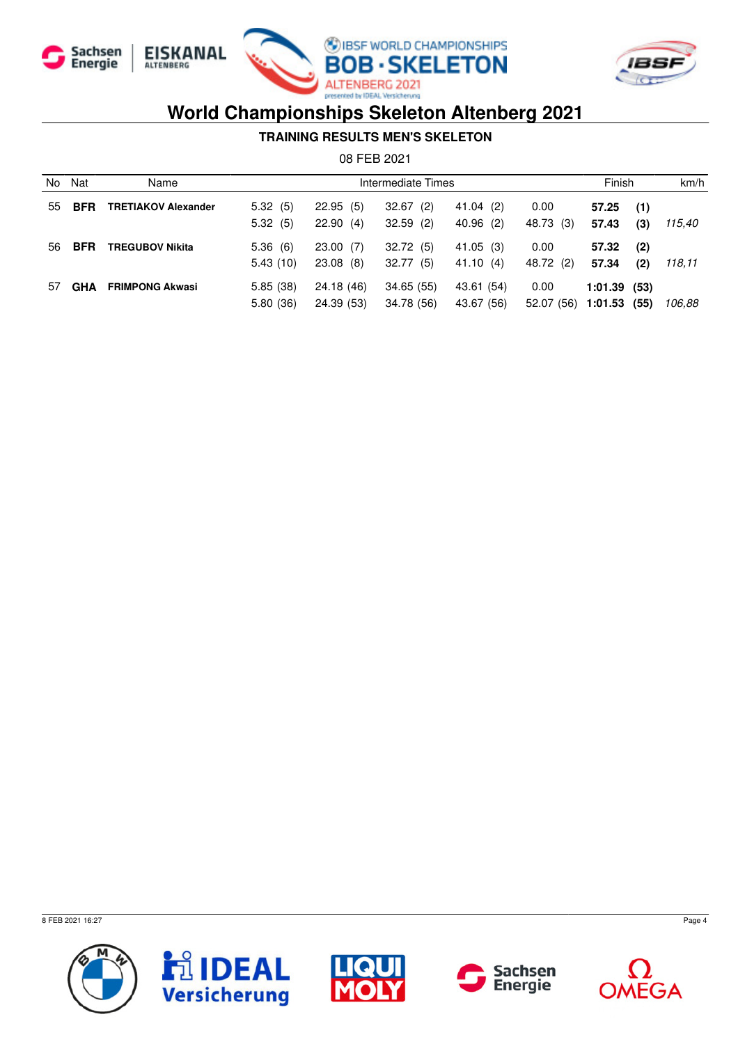# World Championships Skeleton Altenberg 2021

## TRAINING RESULTS MEN'S SKELETON

08 FEB 2021

| No | Nat | Name | Intermediate Times | | | | | Finish | | km/h |
|---|---|---|---|---|---|---|---|---|---|---|
| 55 | **BFR** | **TRETIAKOV Alexander** | 5.32 (5) | 22.95 (5) | 32.67 (2) | 41.04 (2) | 0.00 | **57.25** | **(1)** | |
| | | | 5.32 (5) | 22.90 (4) | 32.59 (2) | 40.96 (2) | 48.73 (3) | **57.43** | **(3)** | *115,40* |
| 56 | **BFR** | **TREGUBOV Nikita** | 5.36 (6) | 23.00 (7) | 32.72 (5) | 41.05 (3) | 0.00 | **57.32** | **(2)** | |
| | | | 5.43 (10) | 23.08 (8) | 32.77 (5) | 41.10 (4) | 48.72 (2) | **57.34** | **(2)** | *118,11* |
| 57 | **GHA** | **FRIMPONG Akwasi** | 5.85 (38) | 24.18 (46) | 34.65 (55) | 43.61 (54) | 0.00 | **1:01.39** | **(53)** | |
| | | | 5.80 (36) | 24.39 (53) | 34.78 (56) | 43.67 (56) | 52.07 (56) | **1:01.53** | **(55)** | *106,88* |

8 FEB 2021 16:27